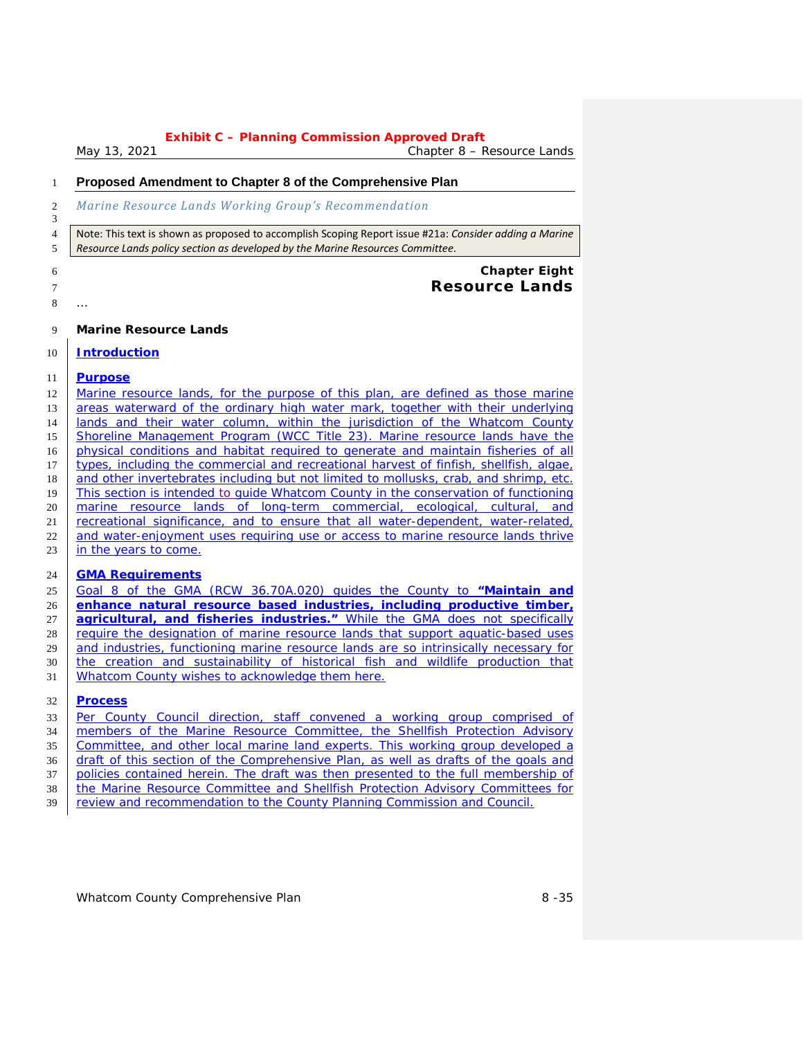**Exhibit C – Planning Commission Approved Draft**

# Proposed Amendment to Chapter 8 of the Comprehensive Plan

*Marine Resource Lands Working Group's Recommendation*

Note: This text is shown as proposed to accomplish Scoping Report issue #21a: *Consider adding a Marine Resource Lands policy section as developed by the Marine Resources Committee.*

## Chapter Eight
## Resource Lands

…

### Marine Resource Lands

#### Introduction

#### Purpose

Marine resource lands, for the purpose of this plan, are defined as those marine areas waterward of the ordinary high water mark, together with their underlying lands and their water column, within the jurisdiction of the Whatcom County Shoreline Management Program (WCC Title 23). Marine resource lands have the physical conditions and habitat required to generate and maintain fisheries of all types, including the commercial and recreational harvest of finfish, shellfish, algae, and other invertebrates including but not limited to mollusks, crab, and shrimp, etc. This section is intended to guide Whatcom County in the conservation of functioning marine resource lands of long-term commercial, ecological, cultural, and recreational significance, and to ensure that all water-dependent, water-related, and water-enjoyment uses requiring use or access to marine resource lands thrive in the years to come.

#### GMA Requirements

Goal 8 of the GMA (RCW 36.70A.020) guides the County to **"Maintain and enhance natural resource based industries, including productive timber, agricultural, and fisheries industries."** While the GMA does not specifically require the designation of marine resource lands that support aquatic-based uses and industries, functioning marine resource lands are so intrinsically necessary for the creation and sustainability of historical fish and wildlife production that Whatcom County wishes to acknowledge them here.

#### Process

Per County Council direction, staff convened a working group comprised of members of the Marine Resource Committee, the Shellfish Protection Advisory Committee, and other local marine land experts. This working group developed a draft of this section of the Comprehensive Plan, as well as drafts of the goals and policies contained herein. The draft was then presented to the full membership of the Marine Resource Committee and Shellfish Protection Advisory Committees for review and recommendation to the County Planning Commission and Council.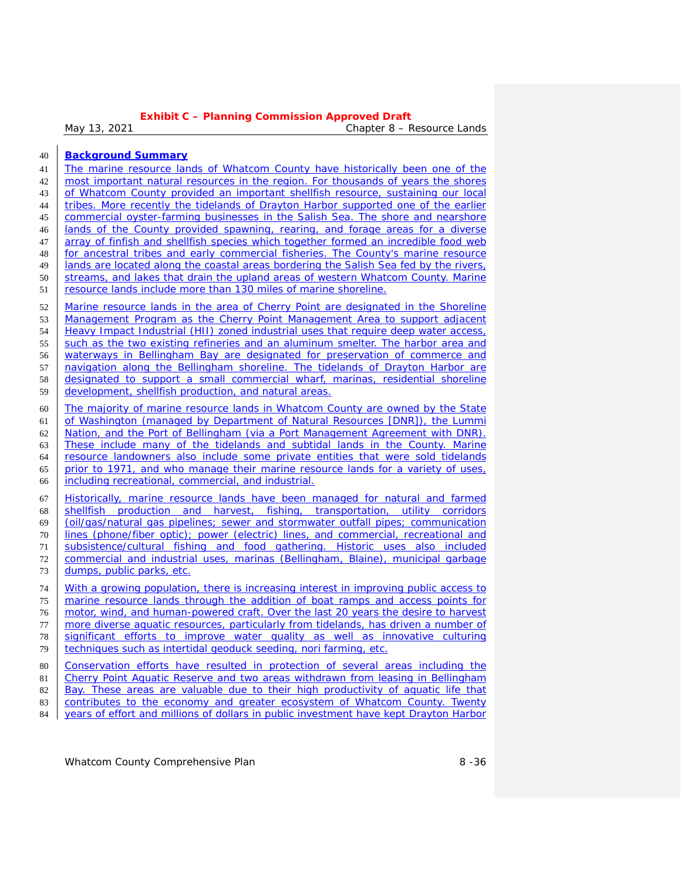## Background Summary

The marine resource lands of Whatcom County have historically been one of the most important natural resources in the region. For thousands of years the shores of Whatcom County provided an important shellfish resource, sustaining our local tribes. More recently the tidelands of Drayton Harbor supported one of the earlier commercial oyster-farming businesses in the Salish Sea. The shore and nearshore lands of the County provided spawning, rearing, and forage areas for a diverse array of finfish and shellfish species which together formed an incredible food web for ancestral tribes and early commercial fisheries. The County's marine resource lands are located along the coastal areas bordering the Salish Sea fed by the rivers, streams, and lakes that drain the upland areas of western Whatcom County. Marine resource lands include more than 130 miles of marine shoreline.

Marine resource lands in the area of Cherry Point are designated in the Shoreline Management Program as the Cherry Point Management Area to support adjacent Heavy Impact Industrial (HII) zoned industrial uses that require deep water access, such as the two existing refineries and an aluminum smelter. The harbor area and waterways in Bellingham Bay are designated for preservation of commerce and navigation along the Bellingham shoreline. The tidelands of Drayton Harbor are designated to support a small commercial wharf, marinas, residential shoreline development, shellfish production, and natural areas.

The majority of marine resource lands in Whatcom County are owned by the State of Washington (managed by Department of Natural Resources [DNR]), the Lummi Nation, and the Port of Bellingham (via a Port Management Agreement with DNR). These include many of the tidelands and subtidal lands in the County. Marine resource landowners also include some private entities that were sold tidelands prior to 1971, and who manage their marine resource lands for a variety of uses, including recreational, commercial, and industrial.

Historically, marine resource lands have been managed for natural and farmed shellfish production and harvest, fishing, transportation, utility corridors (oil/gas/natural gas pipelines; sewer and stormwater outfall pipes; communication lines (phone/fiber optic); power (electric) lines, and commercial, recreational and subsistence/cultural fishing and food gathering. Historic uses also included commercial and industrial uses, marinas (Bellingham, Blaine), municipal garbage dumps, public parks, etc.

With a growing population, there is increasing interest in improving public access to marine resource lands through the addition of boat ramps and access points for motor, wind, and human-powered craft. Over the last 20 years the desire to harvest more diverse aquatic resources, particularly from tidelands, has driven a number of significant efforts to improve water quality as well as innovative culturing techniques such as intertidal geoduck seeding, nori farming, etc.

Conservation efforts have resulted in protection of several areas including the Cherry Point Aquatic Reserve and two areas withdrawn from leasing in Bellingham Bay. These areas are valuable due to their high productivity of aquatic life that contributes to the economy and greater ecosystem of Whatcom County. Twenty years of effort and millions of dollars in public investment have kept Drayton Harbor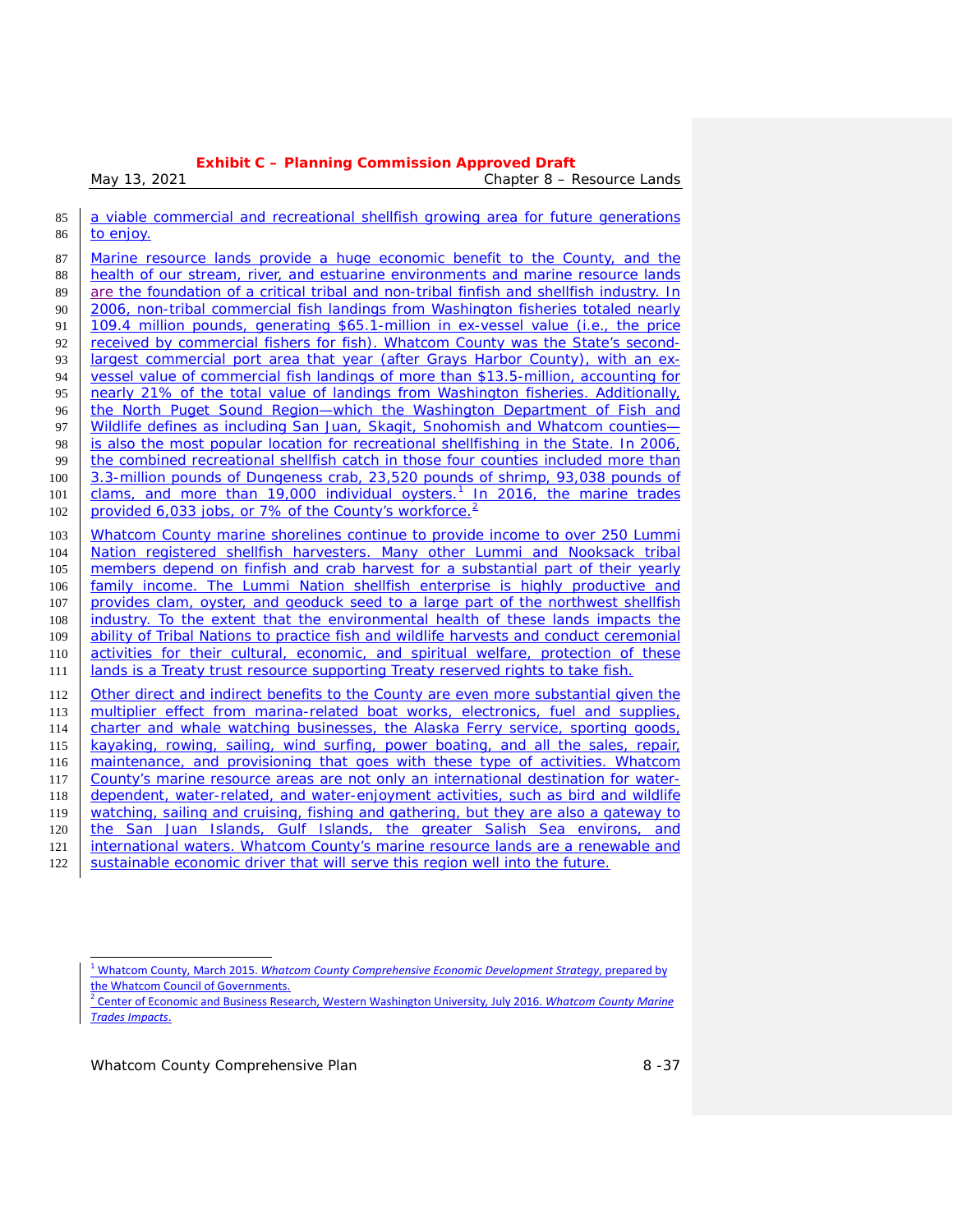a viable commercial and recreational shellfish growing area for future generations to enjoy.

Marine resource lands provide a huge economic benefit to the County, and the health of our stream, river, and estuarine environments and marine resource lands are the foundation of a critical tribal and non-tribal finfish and shellfish industry. In 2006, non-tribal commercial fish landings from Washington fisheries totaled nearly 109.4 million pounds, generating $65.1-million in ex-vessel value (i.e., the price received by commercial fishers for fish). Whatcom County was the State's second-largest commercial port area that year (after Grays Harbor County), with an ex-vessel value of commercial fish landings of more than $13.5-million, accounting for nearly 21% of the total value of landings from Washington fisheries. Additionally, the North Puget Sound Region—which the Washington Department of Fish and Wildlife defines as including San Juan, Skagit, Snohomish and Whatcom counties—is also the most popular location for recreational shellfishing in the State. In 2006, the combined recreational shellfish catch in those four counties included more than 3.3-million pounds of Dungeness crab, 23,520 pounds of shrimp, 93,038 pounds of clams, and more than 19,000 individual oysters.[1] In 2016, the marine trades provided 6,033 jobs, or 7% of the County's workforce.[2]

Whatcom County marine shorelines continue to provide income to over 250 Lummi Nation registered shellfish harvesters. Many other Lummi and Nooksack tribal members depend on finfish and crab harvest for a substantial part of their yearly family income. The Lummi Nation shellfish enterprise is highly productive and provides clam, oyster, and geoduck seed to a large part of the northwest shellfish industry. To the extent that the environmental health of these lands impacts the ability of Tribal Nations to practice fish and wildlife harvests and conduct ceremonial activities for their cultural, economic, and spiritual welfare, protection of these lands is a Treaty trust resource supporting Treaty reserved rights to take fish.

Other direct and indirect benefits to the County are even more substantial given the multiplier effect from marina-related boat works, electronics, fuel and supplies, charter and whale watching businesses, the Alaska Ferry service, sporting goods, kayaking, rowing, sailing, wind surfing, power boating, and all the sales, repair, maintenance, and provisioning that goes with these type of activities. Whatcom County's marine resource areas are not only an international destination for water-dependent, water-related, and water-enjoyment activities, such as bird and wildlife watching, sailing and cruising, fishing and gathering, but they are also a gateway to the San Juan Islands, Gulf Islands, the greater Salish Sea environs, and international waters. Whatcom County's marine resource lands are a renewable and sustainable economic driver that will serve this region well into the future.

---

[1] Whatcom County, March 2015. *Whatcom County Comprehensive Economic Development Strategy*, prepared by the Whatcom Council of Governments.

[2] Center of Economic and Business Research, Western Washington University, July 2016. *Whatcom County Marine Trades Impacts*.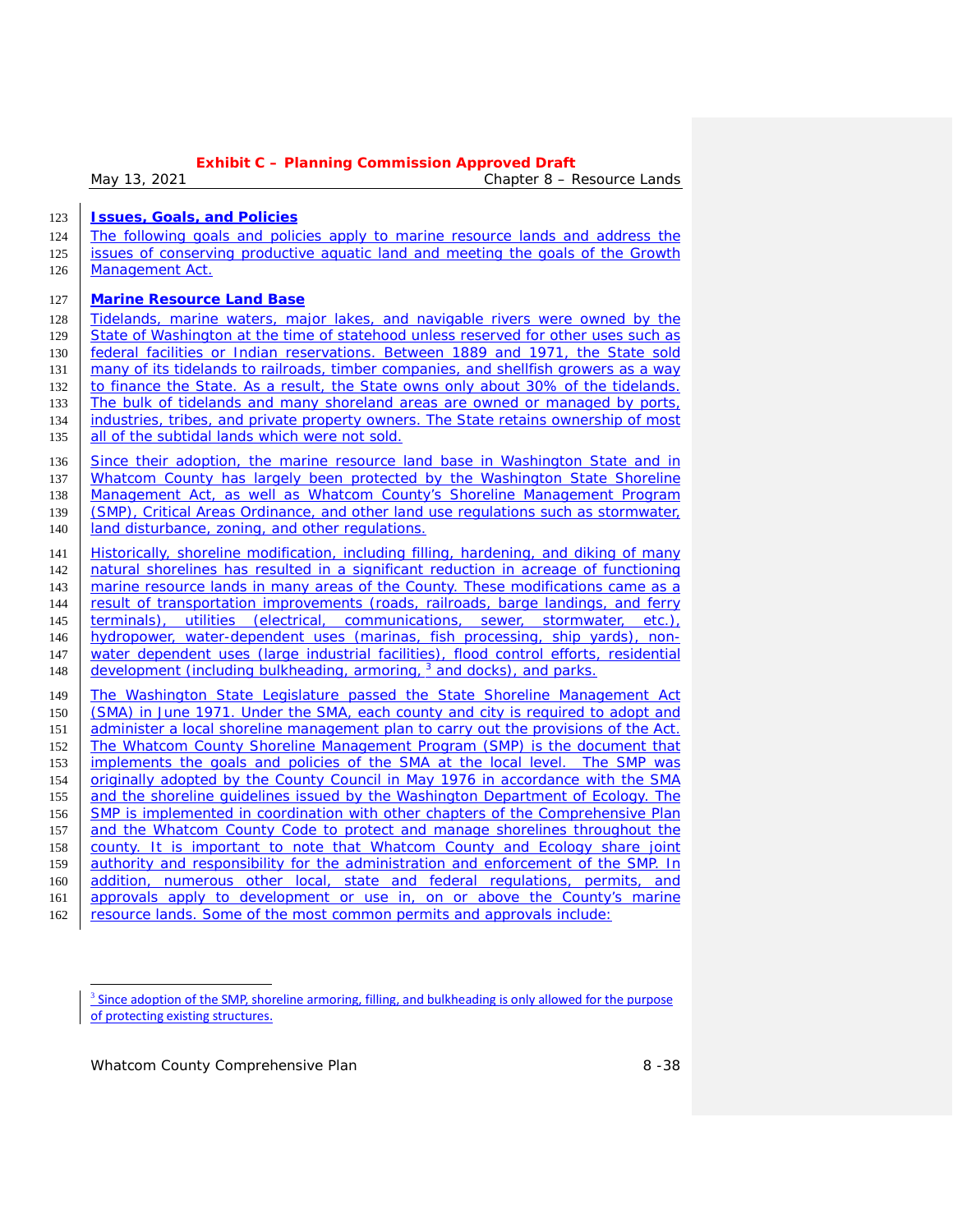## Issues, Goals, and Policies

The following goals and policies apply to marine resource lands and address the issues of conserving productive aquatic land and meeting the goals of the Growth Management Act.

### Marine Resource Land Base

Tidelands, marine waters, major lakes, and navigable rivers were owned by the State of Washington at the time of statehood unless reserved for other uses such as federal facilities or Indian reservations. Between 1889 and 1971, the State sold many of its tidelands to railroads, timber companies, and shellfish growers as a way to finance the State. As a result, the State owns only about 30% of the tidelands. The bulk of tidelands and many shoreland areas are owned or managed by ports, industries, tribes, and private property owners. The State retains ownership of most all of the subtidal lands which were not sold.

Since their adoption, the marine resource land base in Washington State and in Whatcom County has largely been protected by the Washington State Shoreline Management Act, as well as Whatcom County's Shoreline Management Program (SMP), Critical Areas Ordinance, and other land use regulations such as stormwater, land disturbance, zoning, and other regulations.

Historically, shoreline modification, including filling, hardening, and diking of many natural shorelines has resulted in a significant reduction in acreage of functioning marine resource lands in many areas of the County. These modifications came as a result of transportation improvements (roads, railroads, barge landings, and ferry terminals), utilities (electrical, communications, sewer, stormwater, etc.), hydropower, water-dependent uses (marinas, fish processing, ship yards), non-water dependent uses (large industrial facilities), flood control efforts, residential development (including bulkheading, armoring,[3] and docks), and parks.

The Washington State Legislature passed the State Shoreline Management Act (SMA) in June 1971. Under the SMA, each county and city is required to adopt and administer a local shoreline management plan to carry out the provisions of the Act. The Whatcom County Shoreline Management Program (SMP) is the document that implements the goals and policies of the SMA at the local level. The SMP was originally adopted by the County Council in May 1976 in accordance with the SMA and the shoreline guidelines issued by the Washington Department of Ecology. The SMP is implemented in coordination with other chapters of the Comprehensive Plan and the Whatcom County Code to protect and manage shorelines throughout the county. It is important to note that Whatcom County and Ecology share joint authority and responsibility for the administration and enforcement of the SMP. In addition, numerous other local, state and federal regulations, permits, and approvals apply to development or use in, on or above the County's marine resource lands. Some of the most common permits and approvals include:

---

[3] Since adoption of the SMP, shoreline armoring, filling, and bulkheading is only allowed for the purpose of protecting existing structures.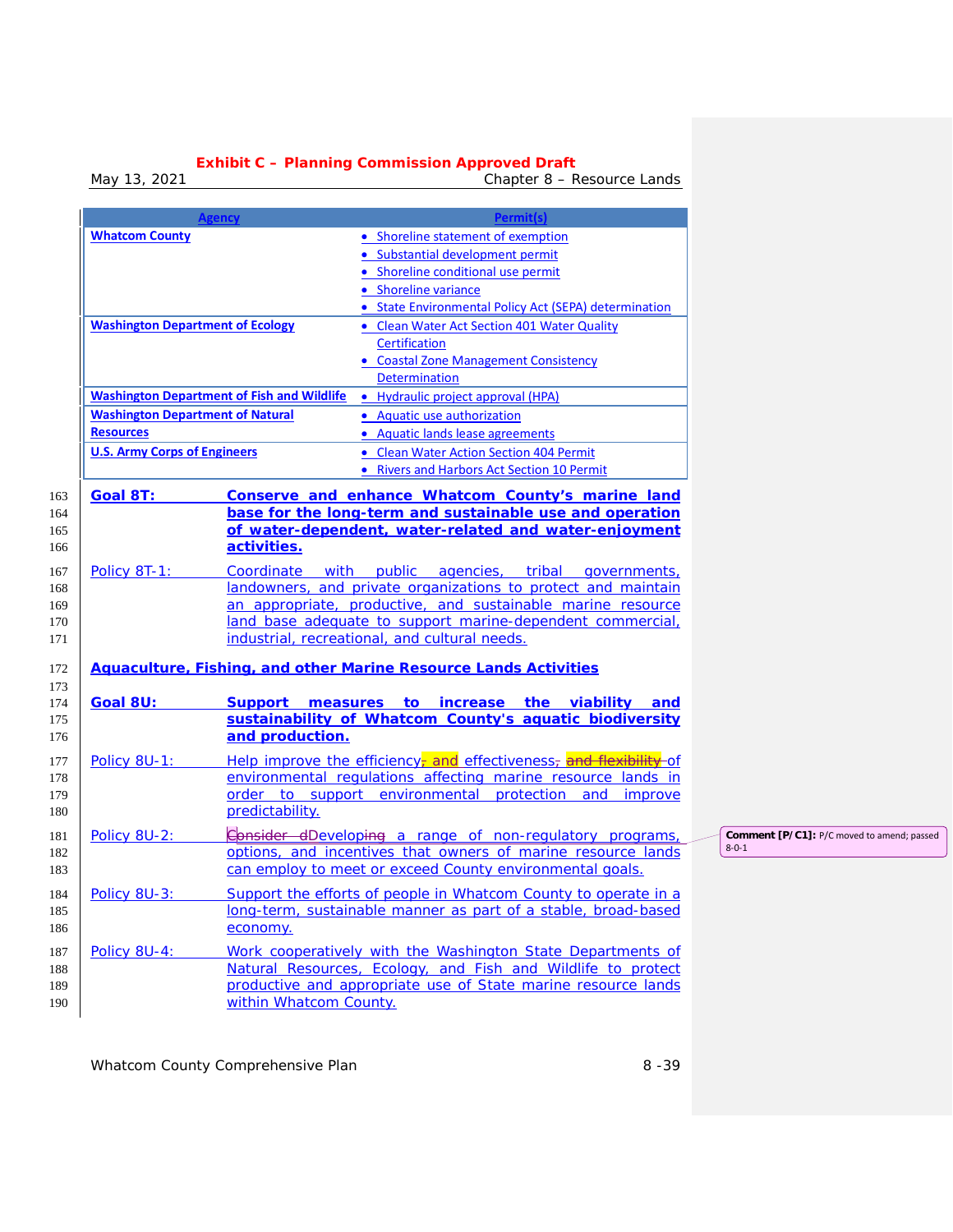| Agency | Permit(s) |
| --- | --- |
| Whatcom County | • Shoreline statement of exemption<br>• Substantial development permit<br>• Shoreline conditional use permit<br>• Shoreline variance<br>• State Environmental Policy Act (SEPA) determination |
| Washington Department of Ecology | • Clean Water Act Section 401 Water Quality Certification<br>• Coastal Zone Management Consistency Determination |
| Washington Department of Fish and Wildlife | • Hydraulic project approval (HPA) |
| Washington Department of Natural Resources | • Aquatic use authorization<br>• Aquatic lands lease agreements |
| U.S. Army Corps of Engineers | • Clean Water Action Section 404 Permit<br>• Rivers and Harbors Act Section 10 Permit |

**Goal 8T:** **Conserve and enhance Whatcom County's marine land base for the long-term and sustainable use and operation of water-dependent, water-related and water-enjoyment activities.**

Policy 8T-1: Coordinate with public agencies, tribal governments, landowners, and private organizations to protect and maintain an appropriate, productive, and sustainable marine resource land base adequate to support marine-dependent commercial, industrial, recreational, and cultural needs.

## Aquaculture, Fishing, and other Marine Resource Lands Activities

**Goal 8U:** **Support measures to increase the viability and sustainability of Whatcom County's aquatic biodiversity and production.**

Policy 8U-1: Help improve the efficiency~~,~~ and effectiveness~~, and flexibility~~ of environmental regulations affecting marine resource lands in order to support environmental protection and improve predictability.

Policy 8U-2: ~~Consider d~~Developing ~~ing~~ a range of non-regulatory programs, options, and incentives that owners of marine resource lands can employ to meet or exceed County environmental goals.

Comment [P/C1]: P/C moved to amend; passed 8-0-1

Policy 8U-3: Support the efforts of people in Whatcom County to operate in a long-term, sustainable manner as part of a stable, broad-based economy.

Policy 8U-4: Work cooperatively with the Washington State Departments of Natural Resources, Ecology, and Fish and Wildlife to protect productive and appropriate use of State marine resource lands within Whatcom County.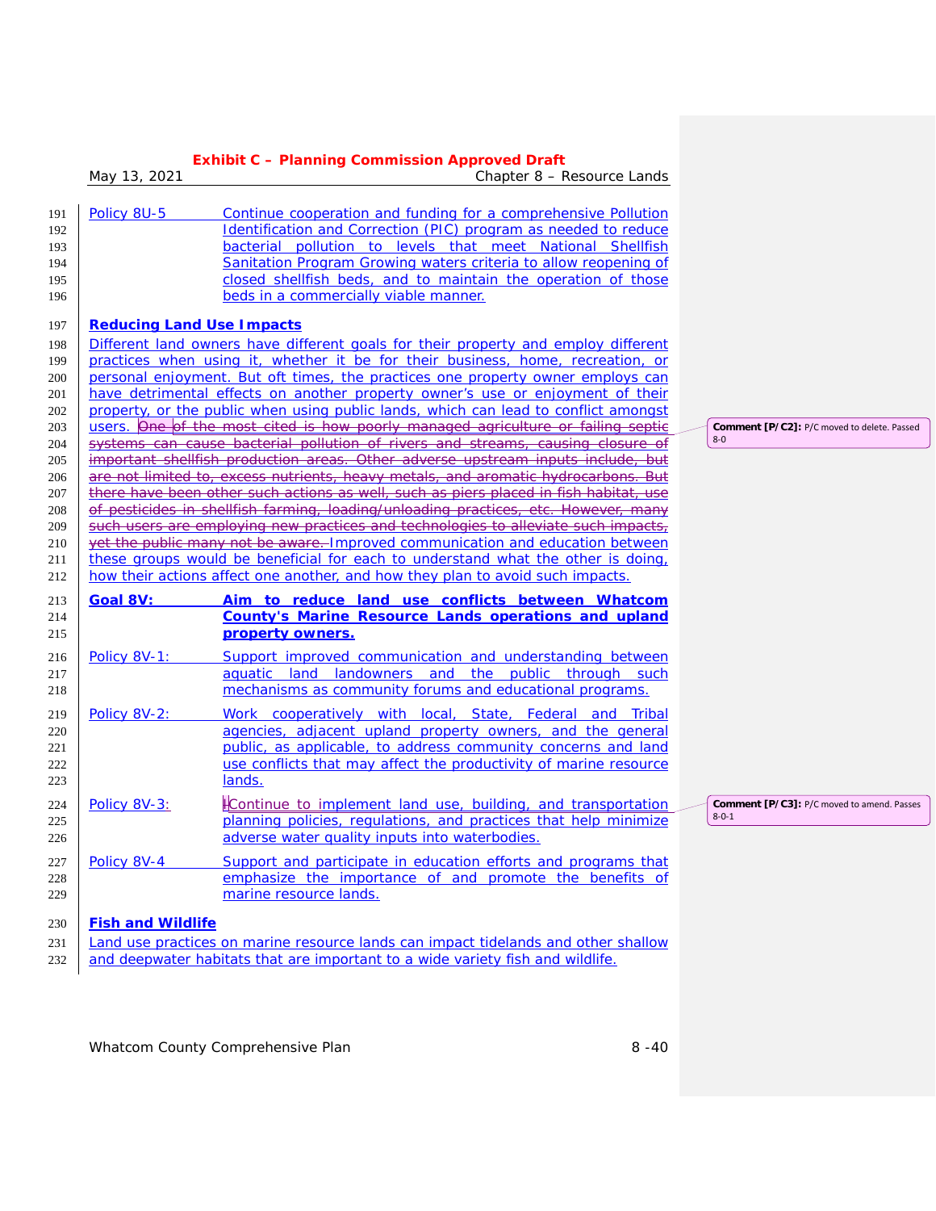Policy 8U-5 Continue cooperation and funding for a comprehensive Pollution Identification and Correction (PIC) program as needed to reduce bacterial pollution to levels that meet National Shellfish Sanitation Program Growing waters criteria to allow reopening of closed shellfish beds, and to maintain the operation of those beds in a commercially viable manner.

### Reducing Land Use Impacts

Different land owners have different goals for their property and employ different practices when using it, whether it be for their business, home, recreation, or personal enjoyment. But oft times, the practices one property owner employs can have detrimental effects on another property owner's use or enjoyment of their property, or the public when using public lands, which can lead to conflict amongst users. ~~One of the most cited is how poorly managed agriculture or failing septic systems can cause bacterial pollution of rivers and streams, causing closure of important shellfish production areas. Other adverse upstream inputs include, but are not limited to, excess nutrients, heavy metals, and aromatic hydrocarbons. But there have been other such actions as well, such as piers placed in fish habitat, use of pesticides in shellfish farming, loading/unloading practices, etc. However, many such users are employing new practices and technologies to alleviate such impacts, yet the public many not be aware.~~ Improved communication and education between these groups would be beneficial for each to understand what the other is doing, how their actions affect one another, and how they plan to avoid such impacts.

Comment [P/C2]: P/C moved to delete. Passed 8-0

**Goal 8V: Aim to reduce land use conflicts between Whatcom County's Marine Resource Lands operations and upland property owners.**

Policy 8V-1: Support improved communication and understanding between aquatic land landowners and the public through such mechanisms as community forums and educational programs.

Policy 8V-2: Work cooperatively with local, State, Federal and Tribal agencies, adjacent upland property owners, and the general public, as applicable, to address community concerns and land use conflicts that may affect the productivity of marine resource lands.

Policy 8V-3: Continue to implement land use, building, and transportation planning policies, regulations, and practices that help minimize adverse water quality inputs into waterbodies.

Comment [P/C3]: P/C moved to amend. Passes 8-0-1

Policy 8V-4 Support and participate in education efforts and programs that emphasize the importance of and promote the benefits of marine resource lands.

### Fish and Wildlife

Land use practices on marine resource lands can impact tidelands and other shallow and deepwater habitats that are important to a wide variety fish and wildlife.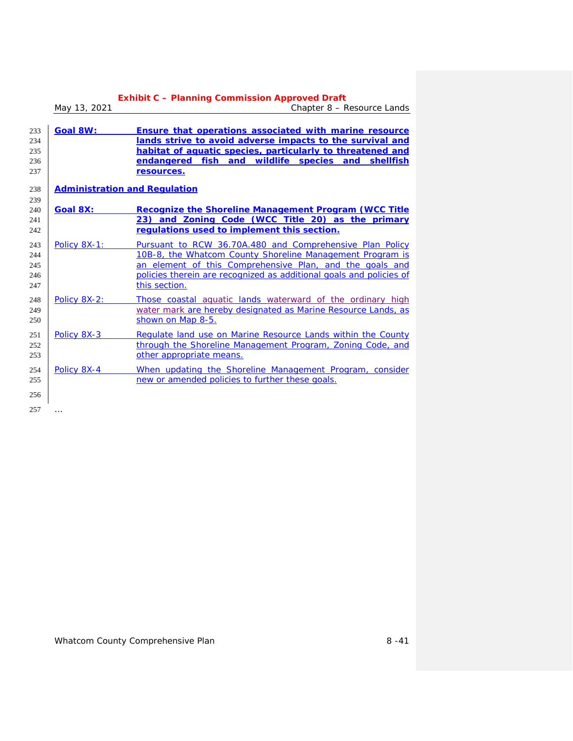**Goal 8W:** **Ensure that operations associated with marine resource lands strive to avoid adverse impacts to the survival and habitat of aquatic species, particularly to threatened and endangered fish and wildlife species and shellfish resources.**

## Administration and Regulation

**Goal 8X:** **Recognize the Shoreline Management Program (WCC Title 23) and Zoning Code (WCC Title 20) as the primary regulations used to implement this section.**

Policy 8X-1: Pursuant to RCW 36.70A.480 and Comprehensive Plan Policy 10B-8, the Whatcom County Shoreline Management Program is an element of this Comprehensive Plan, and the goals and policies therein are recognized as additional goals and policies of this section.

Policy 8X-2: Those coastal aquatic lands waterward of the ordinary high water mark are hereby designated as Marine Resource Lands, as shown on Map 8-5.

Policy 8X-3 Regulate land use on Marine Resource Lands within the County through the Shoreline Management Program, Zoning Code, and other appropriate means.

Policy 8X-4 When updating the Shoreline Management Program, consider new or amended policies to further these goals.

…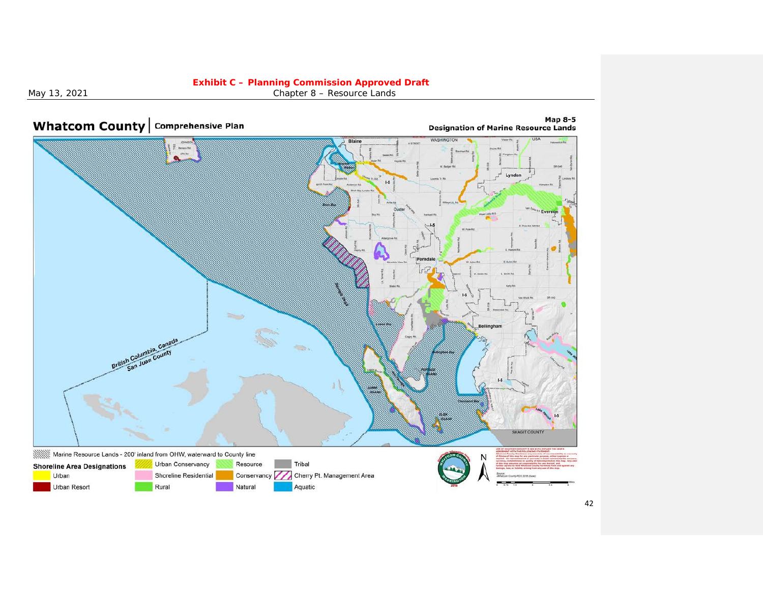**Exhibit C – Planning Commission Approved Draft**

May 13, 2021

Chapter 8 – Resource Lands

**Whatcom County** | **Comprehensive Plan**

**Map 8-5**
**Designation of Marine Resource Lands**

Marine Resource Lands - 200' inland from OHW, waterward to County line

**Shoreline Area Designations**

Urban
Urban Resort
Urban Conservancy
Shoreline Residential
Rural
Resource
Conservancy
Natural
Tribal
Cherry Pt. Management Area
Aquatic

British Columbia, Canada
San Juan County
SKAGIT COUNTY